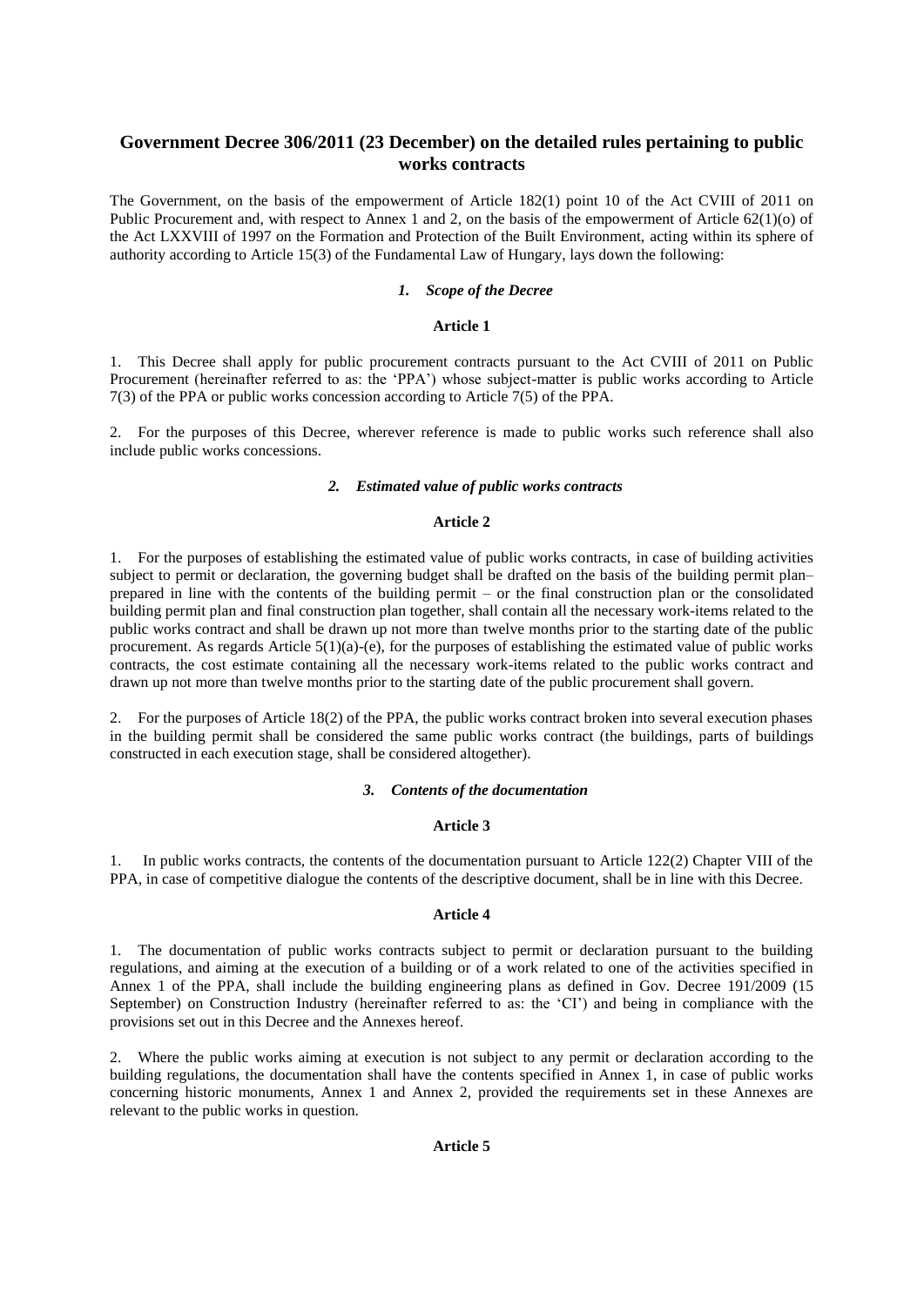# Government Decree 306/2011 (23 December) on the detailed rules pertaining to public works contracts

The Government, on the basis of the empowerment of Article 182(1) point 10 of the Act CVIII of 2011 on Public Procurement and, with respect to Annex 1 and 2, on the basis of the empowerment of Article 62(1)(o) of the Act LXXVIII of 1997 on the Formation and Protection of the Built Environment, acting within its sphere of authority according to Article 15(3) of the Fundamental Law of Hungary, lays down the following:

### *1. Scope of the Decree*

#### Article 1

1. This Decree shall apply for public procurement contracts pursuant to the Act CVIII of 2011 on Public Procurement (hereinafter referred to as: the 'PPA') whose subject-matter is public works according to Article 7(3) of the PPA or public works concession according to Article 7(5) of the PPA.

2. For the purposes of this Decree, wherever reference is made to public works such reference shall also include public works concessions.

### *2. Estimated value of public works contracts*

#### Article 2

1. For the purposes of establishing the estimated value of public works contracts, in case of building activities subject to permit or declaration, the governing budget shall be drafted on the basis of the building permit plan– prepared in line with the contents of the building permit – or the final construction plan or the consolidated building permit plan and final construction plan together, shall contain all the necessary work-items related to the public works contract and shall be drawn up not more than twelve months prior to the starting date of the public procurement. As regards Article 5(1)(a)-(e), for the purposes of establishing the estimated value of public works contracts, the cost estimate containing all the necessary work-items related to the public works contract and drawn up not more than twelve months prior to the starting date of the public procurement shall govern.

2. For the purposes of Article 18(2) of the PPA, the public works contract broken into several execution phases in the building permit shall be considered the same public works contract (the buildings, parts of buildings constructed in each execution stage, shall be considered altogether).

### *3. Contents of the documentation*

#### Article 3

1. In public works contracts, the contents of the documentation pursuant to Article 122(2) Chapter VIII of the PPA, in case of competitive dialogue the contents of the descriptive document, shall be in line with this Decree.

#### Article 4

1. The documentation of public works contracts subject to permit or declaration pursuant to the building regulations, and aiming at the execution of a building or of a work related to one of the activities specified in Annex 1 of the PPA, shall include the building engineering plans as defined in Gov. Decree 191/2009 (15 September) on Construction Industry (hereinafter referred to as: the 'CI') and being in compliance with the provisions set out in this Decree and the Annexes hereof.

2. Where the public works aiming at execution is not subject to any permit or declaration according to the building regulations, the documentation shall have the contents specified in Annex 1, in case of public works concerning historic monuments, Annex 1 and Annex 2, provided the requirements set in these Annexes are relevant to the public works in question.

#### Article 5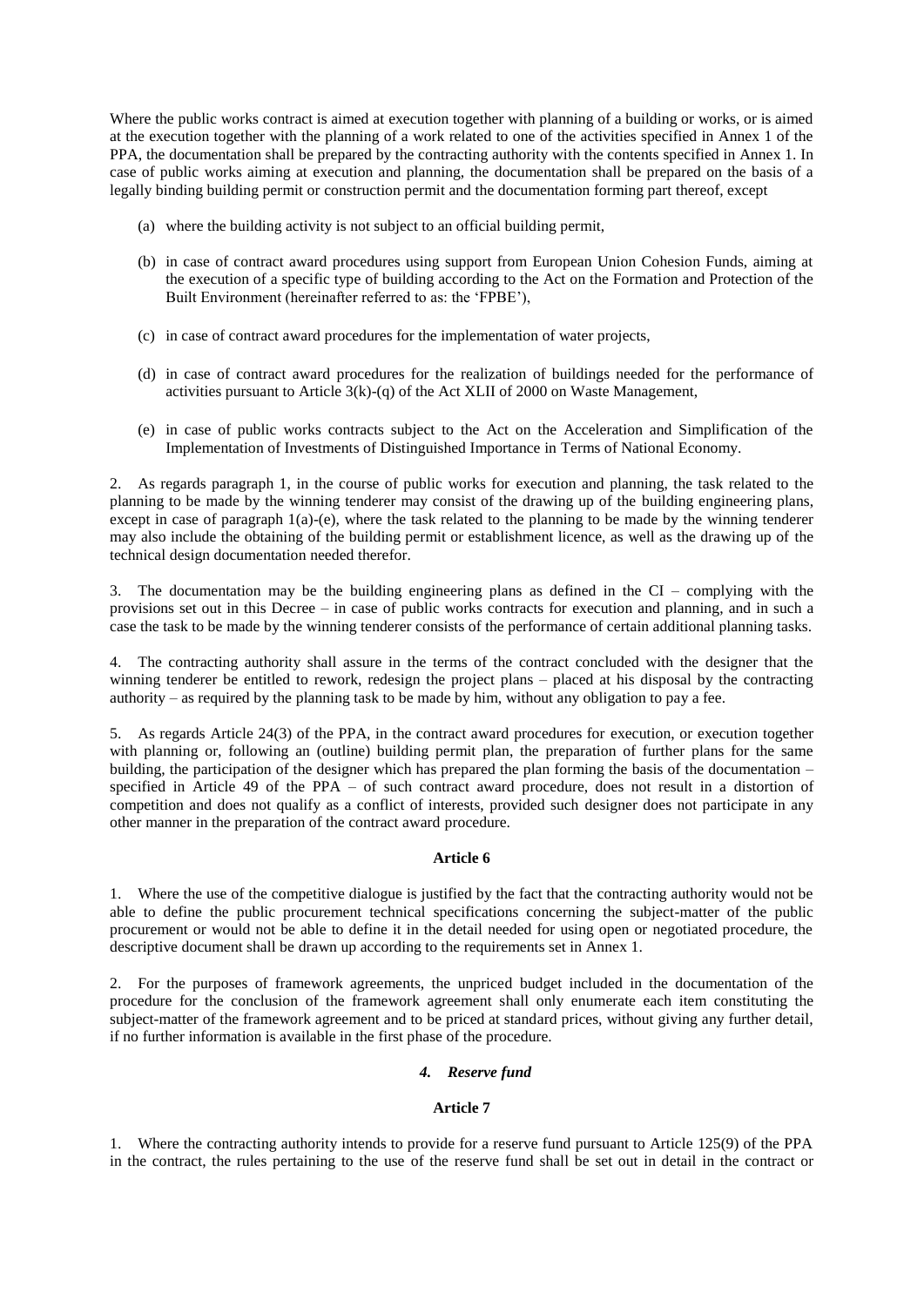Where the public works contract is aimed at execution together with planning of a building or works, or is aimed at the execution together with the planning of a work related to one of the activities specified in Annex 1 of the PPA, the documentation shall be prepared by the contracting authority with the contents specified in Annex 1. In case of public works aiming at execution and planning, the documentation shall be prepared on the basis of a legally binding building permit or construction permit and the documentation forming part thereof, except

(a) where the building activity is not subject to an official building permit,

(b) in case of contract award procedures using support from European Union Cohesion Funds, aiming at the execution of a specific type of building according to the Act on the Formation and Protection of the Built Environment (hereinafter referred to as: the 'FPBE'),

(c) in case of contract award procedures for the implementation of water projects,

(d) in case of contract award procedures for the realization of buildings needed for the performance of activities pursuant to Article 3(k)-(q) of the Act XLII of 2000 on Waste Management,

(e) in case of public works contracts subject to the Act on the Acceleration and Simplification of the Implementation of Investments of Distinguished Importance in Terms of National Economy.

2. As regards paragraph 1, in the course of public works for execution and planning, the task related to the planning to be made by the winning tenderer may consist of the drawing up of the building engineering plans, except in case of paragraph 1(a)-(e), where the task related to the planning to be made by the winning tenderer may also include the obtaining of the building permit or establishment licence, as well as the drawing up of the technical design documentation needed therefor.

3. The documentation may be the building engineering plans as defined in the CI – complying with the provisions set out in this Decree – in case of public works contracts for execution and planning, and in such a case the task to be made by the winning tenderer consists of the performance of certain additional planning tasks.

4. The contracting authority shall assure in the terms of the contract concluded with the designer that the winning tenderer be entitled to rework, redesign the project plans – placed at his disposal by the contracting authority – as required by the planning task to be made by him, without any obligation to pay a fee.

5. As regards Article 24(3) of the PPA, in the contract award procedures for execution, or execution together with planning or, following an (outline) building permit plan, the preparation of further plans for the same building, the participation of the designer which has prepared the plan forming the basis of the documentation – specified in Article 49 of the PPA – of such contract award procedure, does not result in a distortion of competition and does not qualify as a conflict of interests, provided such designer does not participate in any other manner in the preparation of the contract award procedure.

**Article 6**

1. Where the use of the competitive dialogue is justified by the fact that the contracting authority would not be able to define the public procurement technical specifications concerning the subject-matter of the public procurement or would not be able to define it in the detail needed for using open or negotiated procedure, the descriptive document shall be drawn up according to the requirements set in Annex 1.

2. For the purposes of framework agreements, the unpriced budget included in the documentation of the procedure for the conclusion of the framework agreement shall only enumerate each item constituting the subject-matter of the framework agreement and to be priced at standard prices, without giving any further detail, if no further information is available in the first phase of the procedure.

### *4. Reserve fund*

**Article 7**

1. Where the contracting authority intends to provide for a reserve fund pursuant to Article 125(9) of the PPA in the contract, the rules pertaining to the use of the reserve fund shall be set out in detail in the contract or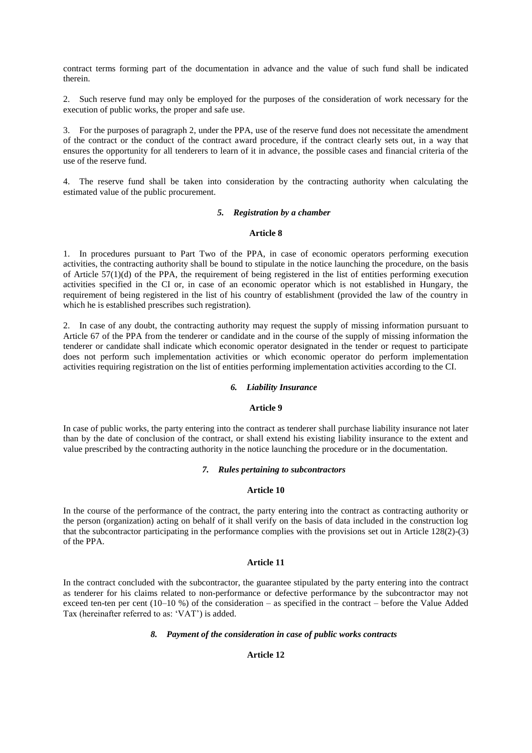contract terms forming part of the documentation in advance and the value of such fund shall be indicated therein.

2. Such reserve fund may only be employed for the purposes of the consideration of work necessary for the execution of public works, the proper and safe use.

3. For the purposes of paragraph 2, under the PPA, use of the reserve fund does not necessitate the amendment of the contract or the conduct of the contract award procedure, if the contract clearly sets out, in a way that ensures the opportunity for all tenderers to learn of it in advance, the possible cases and financial criteria of the use of the reserve fund.

4. The reserve fund shall be taken into consideration by the contracting authority when calculating the estimated value of the public procurement.

### *5. Registration by a chamber*

#### Article 8

1. In procedures pursuant to Part Two of the PPA, in case of economic operators performing execution activities, the contracting authority shall be bound to stipulate in the notice launching the procedure, on the basis of Article 57(1)(d) of the PPA, the requirement of being registered in the list of entities performing execution activities specified in the CI or, in case of an economic operator which is not established in Hungary, the requirement of being registered in the list of his country of establishment (provided the law of the country in which he is established prescribes such registration).

2. In case of any doubt, the contracting authority may request the supply of missing information pursuant to Article 67 of the PPA from the tenderer or candidate and in the course of the supply of missing information the tenderer or candidate shall indicate which economic operator designated in the tender or request to participate does not perform such implementation activities or which economic operator do perform implementation activities requiring registration on the list of entities performing implementation activities according to the CI.

### *6. Liability Insurance*

#### Article 9

In case of public works, the party entering into the contract as tenderer shall purchase liability insurance not later than by the date of conclusion of the contract, or shall extend his existing liability insurance to the extent and value prescribed by the contracting authority in the notice launching the procedure or in the documentation.

### *7. Rules pertaining to subcontractors*

#### Article 10

In the course of the performance of the contract, the party entering into the contract as contracting authority or the person (organization) acting on behalf of it shall verify on the basis of data included in the construction log that the subcontractor participating in the performance complies with the provisions set out in Article 128(2)-(3) of the PPA.

#### Article 11

In the contract concluded with the subcontractor, the guarantee stipulated by the party entering into the contract as tenderer for his claims related to non-performance or defective performance by the subcontractor may not exceed ten-ten per cent (10–10 %) of the consideration – as specified in the contract – before the Value Added Tax (hereinafter referred to as: 'VAT') is added.

### *8. Payment of the consideration in case of public works contracts*

#### Article 12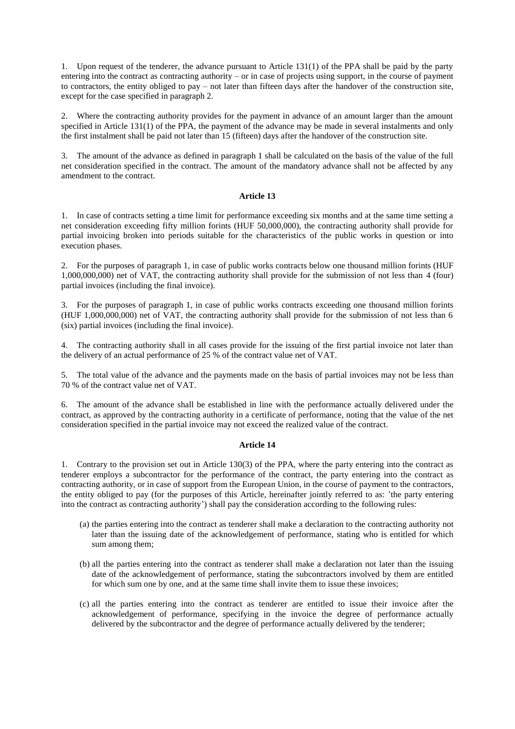1. Upon request of the tenderer, the advance pursuant to Article 131(1) of the PPA shall be paid by the party entering into the contract as contracting authority – or in case of projects using support, in the course of payment to contractors, the entity obliged to pay – not later than fifteen days after the handover of the construction site, except for the case specified in paragraph 2.

2. Where the contracting authority provides for the payment in advance of an amount larger than the amount specified in Article 131(1) of the PPA, the payment of the advance may be made in several instalments and only the first instalment shall be paid not later than 15 (fifteen) days after the handover of the construction site.

3. The amount of the advance as defined in paragraph 1 shall be calculated on the basis of the value of the full net consideration specified in the contract. The amount of the mandatory advance shall not be affected by any amendment to the contract.

**Article 13**

1. In case of contracts setting a time limit for performance exceeding six months and at the same time setting a net consideration exceeding fifty million forints (HUF 50,000,000), the contracting authority shall provide for partial invoicing broken into periods suitable for the characteristics of the public works in question or into execution phases.

2. For the purposes of paragraph 1, in case of public works contracts below one thousand million forints (HUF 1,000,000,000) net of VAT, the contracting authority shall provide for the submission of not less than 4 (four) partial invoices (including the final invoice).

3. For the purposes of paragraph 1, in case of public works contracts exceeding one thousand million forints (HUF 1,000,000,000) net of VAT, the contracting authority shall provide for the submission of not less than 6 (six) partial invoices (including the final invoice).

4. The contracting authority shall in all cases provide for the issuing of the first partial invoice not later than the delivery of an actual performance of 25 % of the contract value net of VAT.

5. The total value of the advance and the payments made on the basis of partial invoices may not be less than 70 % of the contract value net of VAT.

6. The amount of the advance shall be established in line with the performance actually delivered under the contract, as approved by the contracting authority in a certificate of performance, noting that the value of the net consideration specified in the partial invoice may not exceed the realized value of the contract.

**Article 14**

1. Contrary to the provision set out in Article 130(3) of the PPA, where the party entering into the contract as tenderer employs a subcontractor for the performance of the contract, the party entering into the contract as contracting authority, or in case of support from the European Union, in the course of payment to the contractors, the entity obliged to pay (for the purposes of this Article, hereinafter jointly referred to as: 'the party entering into the contract as contracting authority') shall pay the consideration according to the following rules:

(a) the parties entering into the contract as tenderer shall make a declaration to the contracting authority not later than the issuing date of the acknowledgement of performance, stating who is entitled for which sum among them;

(b) all the parties entering into the contract as tenderer shall make a declaration not later than the issuing date of the acknowledgement of performance, stating the subcontractors involved by them are entitled for which sum one by one, and at the same time shall invite them to issue these invoices;

(c) all the parties entering into the contract as tenderer are entitled to issue their invoice after the acknowledgement of performance, specifying in the invoice the degree of performance actually delivered by the subcontractor and the degree of performance actually delivered by the tenderer;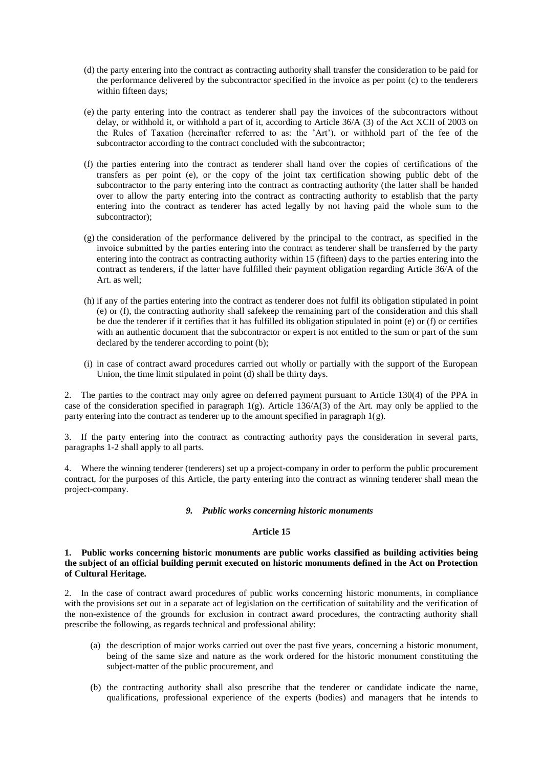(d) the party entering into the contract as contracting authority shall transfer the consideration to be paid for the performance delivered by the subcontractor specified in the invoice as per point (c) to the tenderers within fifteen days;

(e) the party entering into the contract as tenderer shall pay the invoices of the subcontractors without delay, or withhold it, or withhold a part of it, according to Article 36/A (3) of the Act XCII of 2003 on the Rules of Taxation (hereinafter referred to as: the 'Art'), or withhold part of the fee of the subcontractor according to the contract concluded with the subcontractor;

(f) the parties entering into the contract as tenderer shall hand over the copies of certifications of the transfers as per point (e), or the copy of the joint tax certification showing public debt of the subcontractor to the party entering into the contract as contracting authority (the latter shall be handed over to allow the party entering into the contract as contracting authority to establish that the party entering into the contract as tenderer has acted legally by not having paid the whole sum to the subcontractor);

(g) the consideration of the performance delivered by the principal to the contract, as specified in the invoice submitted by the parties entering into the contract as tenderer shall be transferred by the party entering into the contract as contracting authority within 15 (fifteen) days to the parties entering into the contract as tenderers, if the latter have fulfilled their payment obligation regarding Article 36/A of the Art. as well;

(h) if any of the parties entering into the contract as tenderer does not fulfil its obligation stipulated in point (e) or (f), the contracting authority shall safekeep the remaining part of the consideration and this shall be due the tenderer if it certifies that it has fulfilled its obligation stipulated in point (e) or (f) or certifies with an authentic document that the subcontractor or expert is not entitled to the sum or part of the sum declared by the tenderer according to point (b);

(i) in case of contract award procedures carried out wholly or partially with the support of the European Union, the time limit stipulated in point (d) shall be thirty days.

2. The parties to the contract may only agree on deferred payment pursuant to Article 130(4) of the PPA in case of the consideration specified in paragraph 1(g). Article 136/A(3) of the Art. may only be applied to the party entering into the contract as tenderer up to the amount specified in paragraph 1(g).

3. If the party entering into the contract as contracting authority pays the consideration in several parts, paragraphs 1-2 shall apply to all parts.

4. Where the winning tenderer (tenderers) set up a project-company in order to perform the public procurement contract, for the purposes of this Article, the party entering into the contract as winning tenderer shall mean the project-company.

### *9. Public works concerning historic monuments*

#### Article 15

**1. Public works concerning historic monuments are public works classified as building activities being the subject of an official building permit executed on historic monuments defined in the Act on Protection of Cultural Heritage.**

2. In the case of contract award procedures of public works concerning historic monuments, in compliance with the provisions set out in a separate act of legislation on the certification of suitability and the verification of the non-existence of the grounds for exclusion in contract award procedures, the contracting authority shall prescribe the following, as regards technical and professional ability:

(a) the description of major works carried out over the past five years, concerning a historic monument, being of the same size and nature as the work ordered for the historic monument constituting the subject-matter of the public procurement, and

(b) the contracting authority shall also prescribe that the tenderer or candidate indicate the name, qualifications, professional experience of the experts (bodies) and managers that he intends to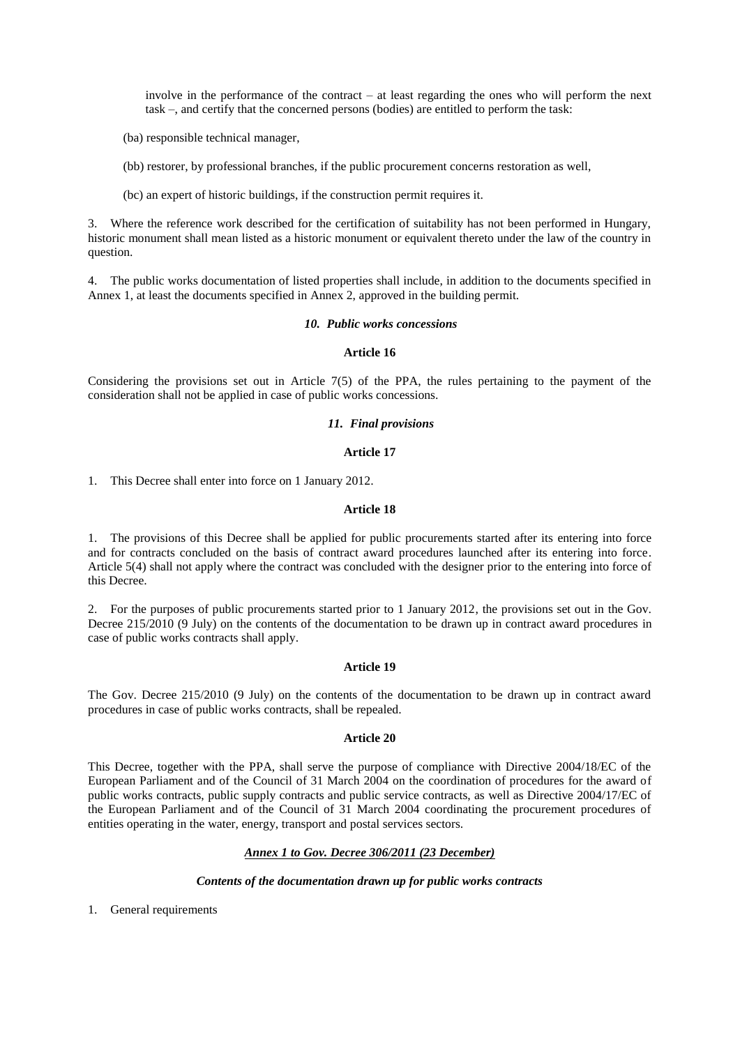involve in the performance of the contract – at least regarding the ones who will perform the next task –, and certify that the concerned persons (bodies) are entitled to perform the task:

(ba) responsible technical manager,

(bb) restorer, by professional branches, if the public procurement concerns restoration as well,

(bc) an expert of historic buildings, if the construction permit requires it.

3. Where the reference work described for the certification of suitability has not been performed in Hungary, historic monument shall mean listed as a historic monument or equivalent thereto under the law of the country in question.

4. The public works documentation of listed properties shall include, in addition to the documents specified in Annex 1, at least the documents specified in Annex 2, approved in the building permit.

### *10. Public works concessions*

#### Article 16

Considering the provisions set out in Article 7(5) of the PPA, the rules pertaining to the payment of the consideration shall not be applied in case of public works concessions.

### *11. Final provisions*

#### Article 17

1. This Decree shall enter into force on 1 January 2012.

#### Article 18

1. The provisions of this Decree shall be applied for public procurements started after its entering into force and for contracts concluded on the basis of contract award procedures launched after its entering into force. Article 5(4) shall not apply where the contract was concluded with the designer prior to the entering into force of this Decree.

2. For the purposes of public procurements started prior to 1 January 2012, the provisions set out in the Gov. Decree 215/2010 (9 July) on the contents of the documentation to be drawn up in contract award procedures in case of public works contracts shall apply.

#### Article 19

The Gov. Decree 215/2010 (9 July) on the contents of the documentation to be drawn up in contract award procedures in case of public works contracts, shall be repealed.

#### Article 20

This Decree, together with the PPA, shall serve the purpose of compliance with Directive 2004/18/EC of the European Parliament and of the Council of 31 March 2004 on the coordination of procedures for the award of public works contracts, public supply contracts and public service contracts, as well as Directive 2004/17/EC of the European Parliament and of the Council of 31 March 2004 coordinating the procurement procedures of entities operating in the water, energy, transport and postal services sectors.

## *Annex 1 to Gov. Decree 306/2011 (23 December)*

### *Contents of the documentation drawn up for public works contracts*

1. General requirements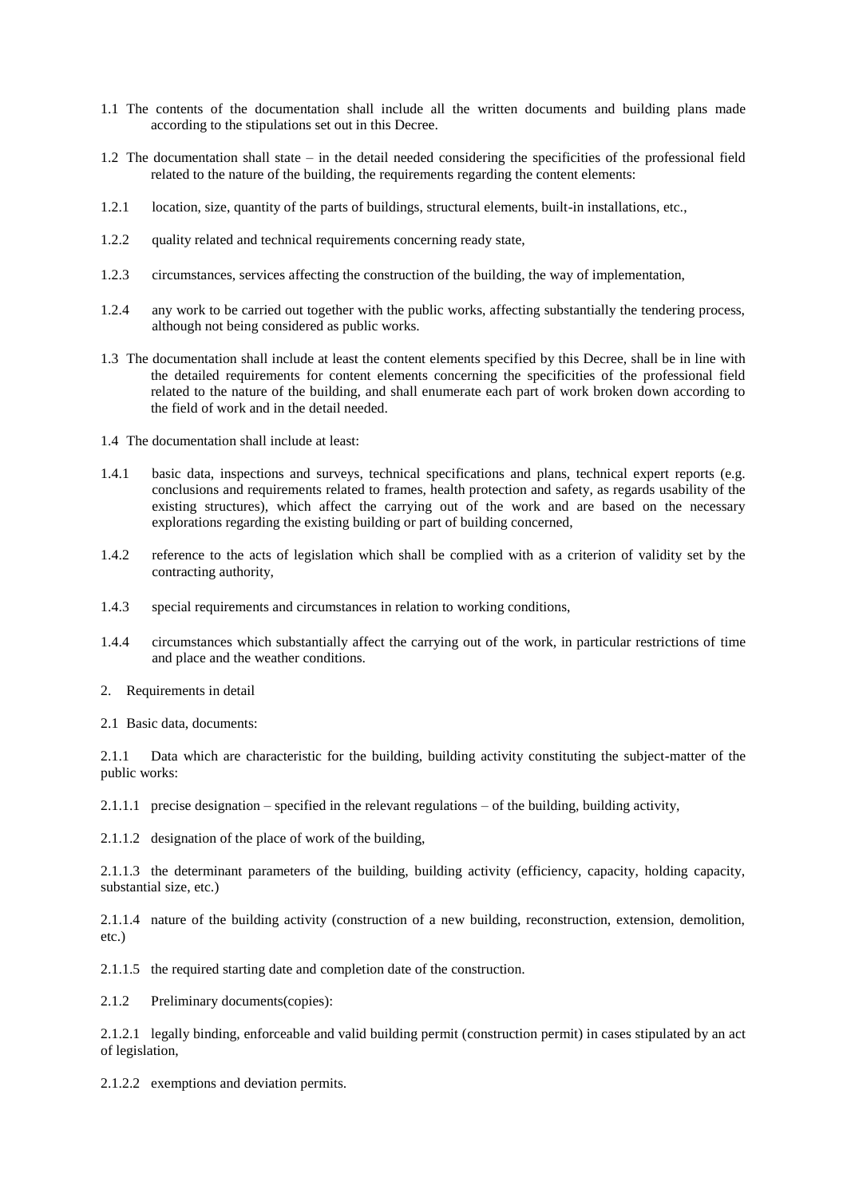1.1 The contents of the documentation shall include all the written documents and building plans made according to the stipulations set out in this Decree.

1.2 The documentation shall state – in the detail needed considering the specificities of the professional field related to the nature of the building, the requirements regarding the content elements:

1.2.1 location, size, quantity of the parts of buildings, structural elements, built-in installations, etc.,

1.2.2 quality related and technical requirements concerning ready state,

1.2.3 circumstances, services affecting the construction of the building, the way of implementation,

1.2.4 any work to be carried out together with the public works, affecting substantially the tendering process, although not being considered as public works.

1.3 The documentation shall include at least the content elements specified by this Decree, shall be in line with the detailed requirements for content elements concerning the specificities of the professional field related to the nature of the building, and shall enumerate each part of work broken down according to the field of work and in the detail needed.

1.4 The documentation shall include at least:

1.4.1 basic data, inspections and surveys, technical specifications and plans, technical expert reports (e.g. conclusions and requirements related to frames, health protection and safety, as regards usability of the existing structures), which affect the carrying out of the work and are based on the necessary explorations regarding the existing building or part of building concerned,

1.4.2 reference to the acts of legislation which shall be complied with as a criterion of validity set by the contracting authority,

1.4.3 special requirements and circumstances in relation to working conditions,

1.4.4 circumstances which substantially affect the carrying out of the work, in particular restrictions of time and place and the weather conditions.

2. Requirements in detail

2.1 Basic data, documents:

2.1.1 Data which are characteristic for the building, building activity constituting the subject-matter of the public works:

2.1.1.1 precise designation – specified in the relevant regulations – of the building, building activity,

2.1.1.2 designation of the place of work of the building,

2.1.1.3 the determinant parameters of the building, building activity (efficiency, capacity, holding capacity, substantial size, etc.)

2.1.1.4 nature of the building activity (construction of a new building, reconstruction, extension, demolition, etc.)

2.1.1.5 the required starting date and completion date of the construction.

2.1.2 Preliminary documents(copies):

2.1.2.1 legally binding, enforceable and valid building permit (construction permit) in cases stipulated by an act of legislation,

2.1.2.2 exemptions and deviation permits.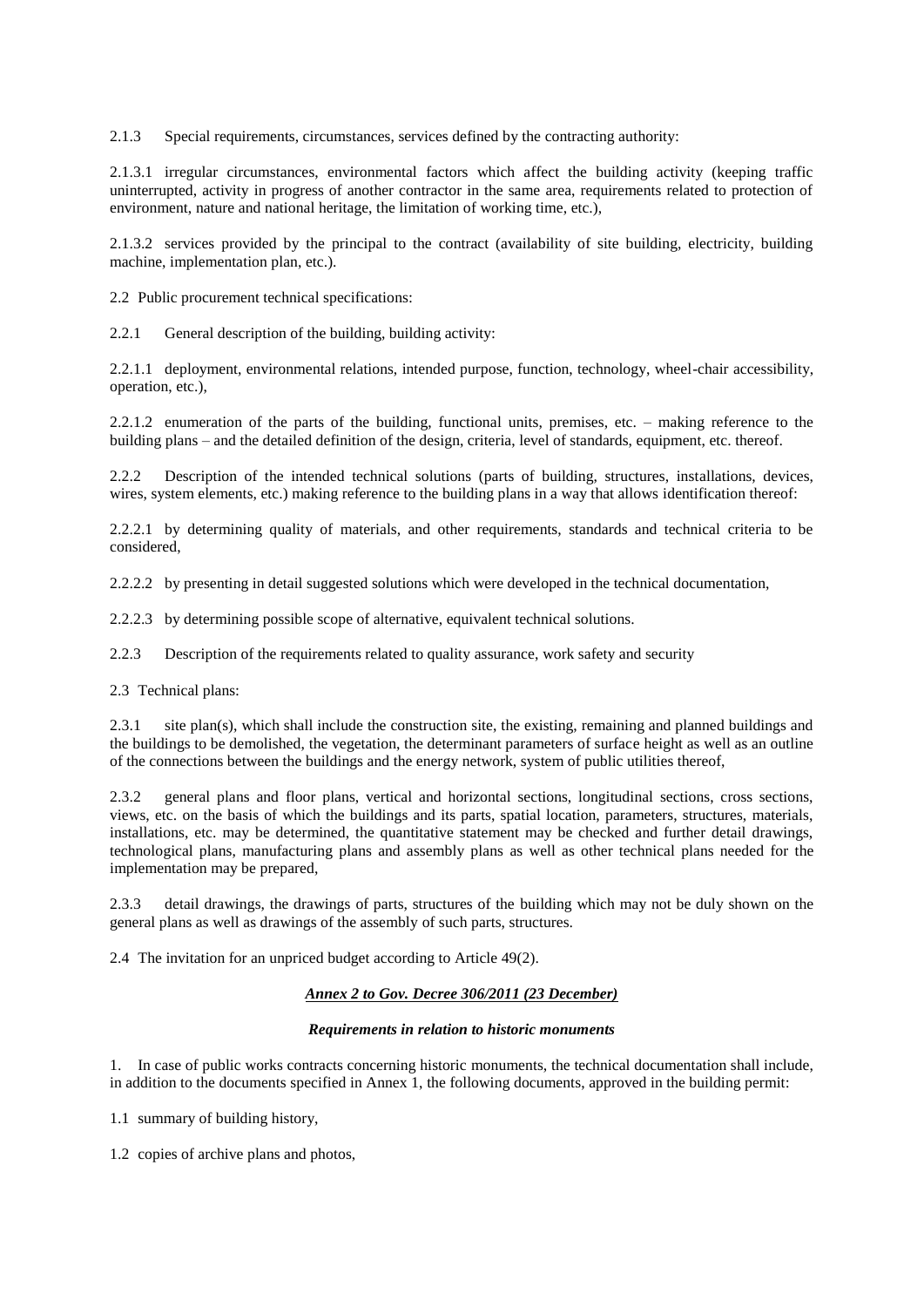2.1.3 Special requirements, circumstances, services defined by the contracting authority:

2.1.3.1 irregular circumstances, environmental factors which affect the building activity (keeping traffic uninterrupted, activity in progress of another contractor in the same area, requirements related to protection of environment, nature and national heritage, the limitation of working time, etc.),

2.1.3.2 services provided by the principal to the contract (availability of site building, electricity, building machine, implementation plan, etc.).

2.2 Public procurement technical specifications:

2.2.1 General description of the building, building activity:

2.2.1.1 deployment, environmental relations, intended purpose, function, technology, wheel-chair accessibility, operation, etc.),

2.2.1.2 enumeration of the parts of the building, functional units, premises, etc. – making reference to the building plans – and the detailed definition of the design, criteria, level of standards, equipment, etc. thereof.

2.2.2 Description of the intended technical solutions (parts of building, structures, installations, devices, wires, system elements, etc.) making reference to the building plans in a way that allows identification thereof:

2.2.2.1 by determining quality of materials, and other requirements, standards and technical criteria to be considered,

2.2.2.2 by presenting in detail suggested solutions which were developed in the technical documentation,

2.2.2.3 by determining possible scope of alternative, equivalent technical solutions.

2.2.3 Description of the requirements related to quality assurance, work safety and security

2.3 Technical plans:

2.3.1 site plan(s), which shall include the construction site, the existing, remaining and planned buildings and the buildings to be demolished, the vegetation, the determinant parameters of surface height as well as an outline of the connections between the buildings and the energy network, system of public utilities thereof,

2.3.2 general plans and floor plans, vertical and horizontal sections, longitudinal sections, cross sections, views, etc. on the basis of which the buildings and its parts, spatial location, parameters, structures, materials, installations, etc. may be determined, the quantitative statement may be checked and further detail drawings, technological plans, manufacturing plans and assembly plans as well as other technical plans needed for the implementation may be prepared,

2.3.3 detail drawings, the drawings of parts, structures of the building which may not be duly shown on the general plans as well as drawings of the assembly of such parts, structures.

2.4 The invitation for an unpriced budget according to Article 49(2).

## ***Annex 2 to Gov. Decree 306/2011 (23 December)***

### *Requirements in relation to historic monuments*

1. In case of public works contracts concerning historic monuments, the technical documentation shall include, in addition to the documents specified in Annex 1, the following documents, approved in the building permit:

1.1 summary of building history,

1.2 copies of archive plans and photos,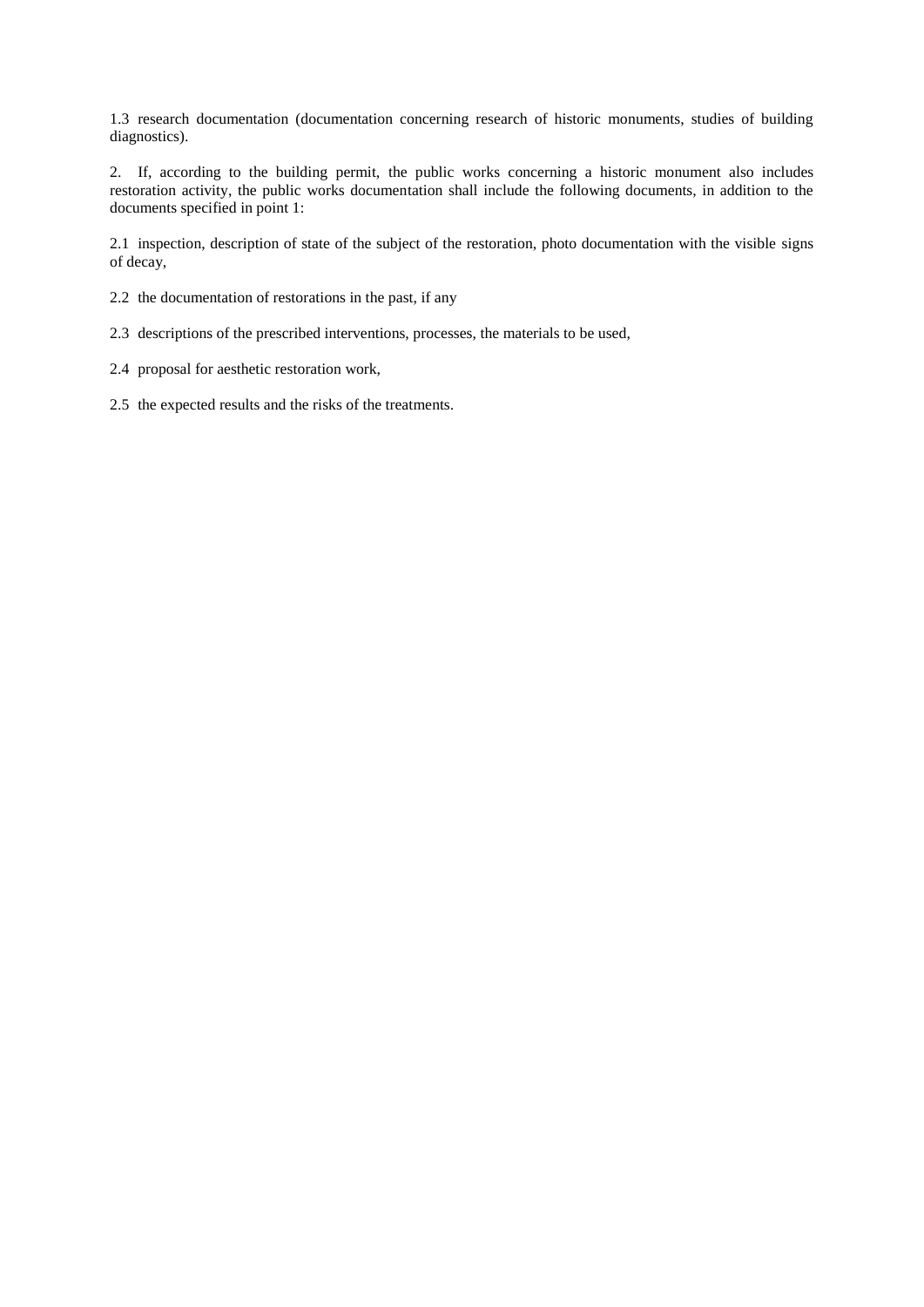1.3 research documentation (documentation concerning research of historic monuments, studies of building diagnostics).

2. If, according to the building permit, the public works concerning a historic monument also includes restoration activity, the public works documentation shall include the following documents, in addition to the documents specified in point 1:

2.1 inspection, description of state of the subject of the restoration, photo documentation with the visible signs of decay,

2.2 the documentation of restorations in the past, if any

2.3 descriptions of the prescribed interventions, processes, the materials to be used,

2.4 proposal for aesthetic restoration work,

2.5 the expected results and the risks of the treatments.